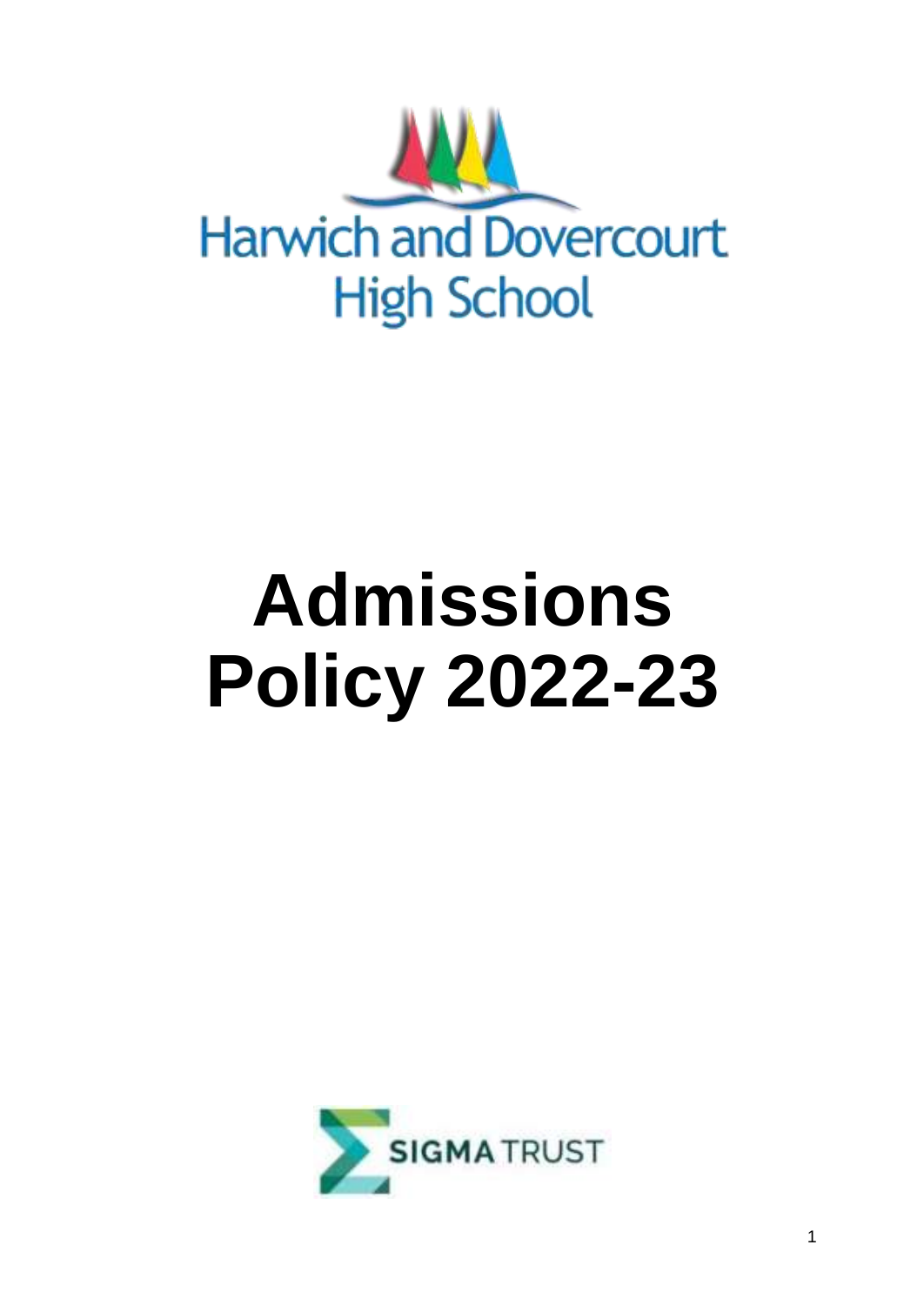Harwich and Dovercourt High School

# Admissions Policy 2022-23

SIGMA TRUST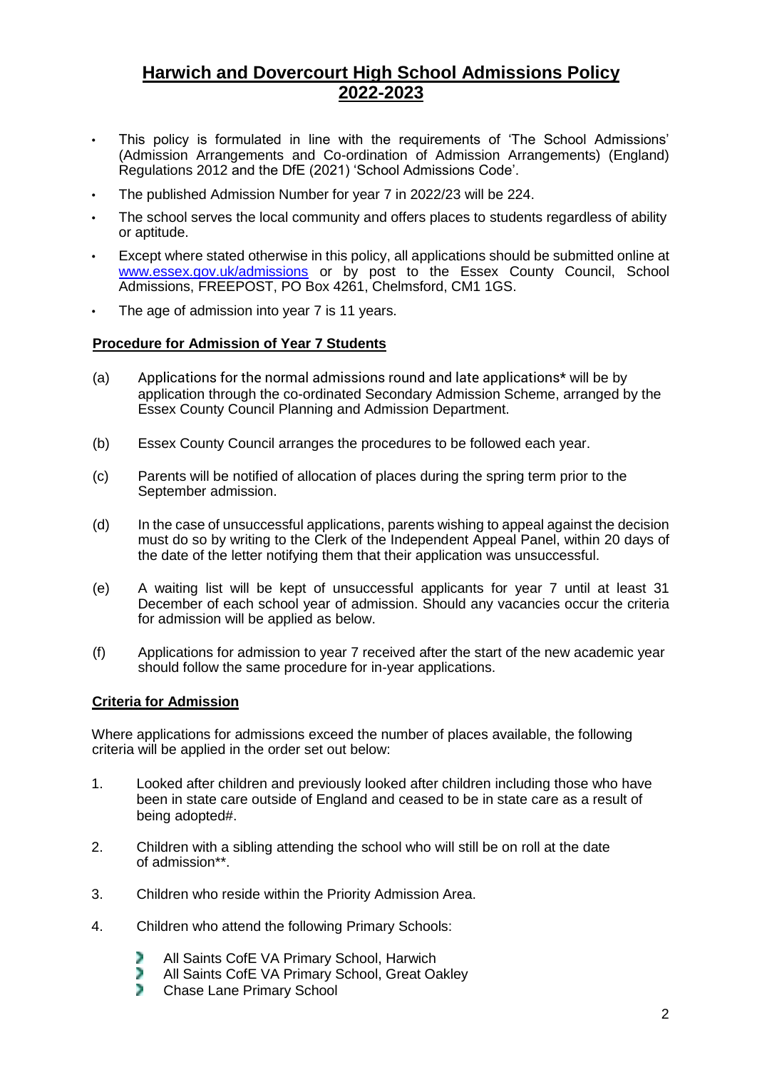# Harwich and Dovercourt High School Admissions Policy 2022-2023

- This policy is formulated in line with the requirements of 'The School Admissions' (Admission Arrangements and Co-ordination of Admission Arrangements) (England) Regulations 2012 and the DfE (2021) 'School Admissions Code'.
- The published Admission Number for year 7 in 2022/23 will be 224.
- The school serves the local community and offers places to students regardless of ability or aptitude.
- Except where stated otherwise in this policy, all applications should be submitted online at www.essex.gov.uk/admissions or by post to the Essex County Council, School Admissions, FREEPOST, PO Box 4261, Chelmsford, CM1 1GS.
- The age of admission into year 7 is 11 years.

## Procedure for Admission of Year 7 Students

(a) Applications for the normal admissions round and late applications* will be by application through the co-ordinated Secondary Admission Scheme, arranged by the Essex County Council Planning and Admission Department.

(b) Essex County Council arranges the procedures to be followed each year.

(c) Parents will be notified of allocation of places during the spring term prior to the September admission.

(d) In the case of unsuccessful applications, parents wishing to appeal against the decision must do so by writing to the Clerk of the Independent Appeal Panel, within 20 days of the date of the letter notifying them that their application was unsuccessful.

(e) A waiting list will be kept of unsuccessful applicants for year 7 until at least 31 December of each school year of admission. Should any vacancies occur the criteria for admission will be applied as below.

(f) Applications for admission to year 7 received after the start of the new academic year should follow the same procedure for in-year applications.

## Criteria for Admission

Where applications for admissions exceed the number of places available, the following criteria will be applied in the order set out below:

1. Looked after children and previously looked after children including those who have been in state care outside of England and ceased to be in state care as a result of being adopted#.

2. Children with a sibling attending the school who will still be on roll at the date of admission**.

3. Children who reside within the Priority Admission Area.

4. Children who attend the following Primary Schools:

   - All Saints CofE VA Primary School, Harwich
   - All Saints CofE VA Primary School, Great Oakley
   - Chase Lane Primary School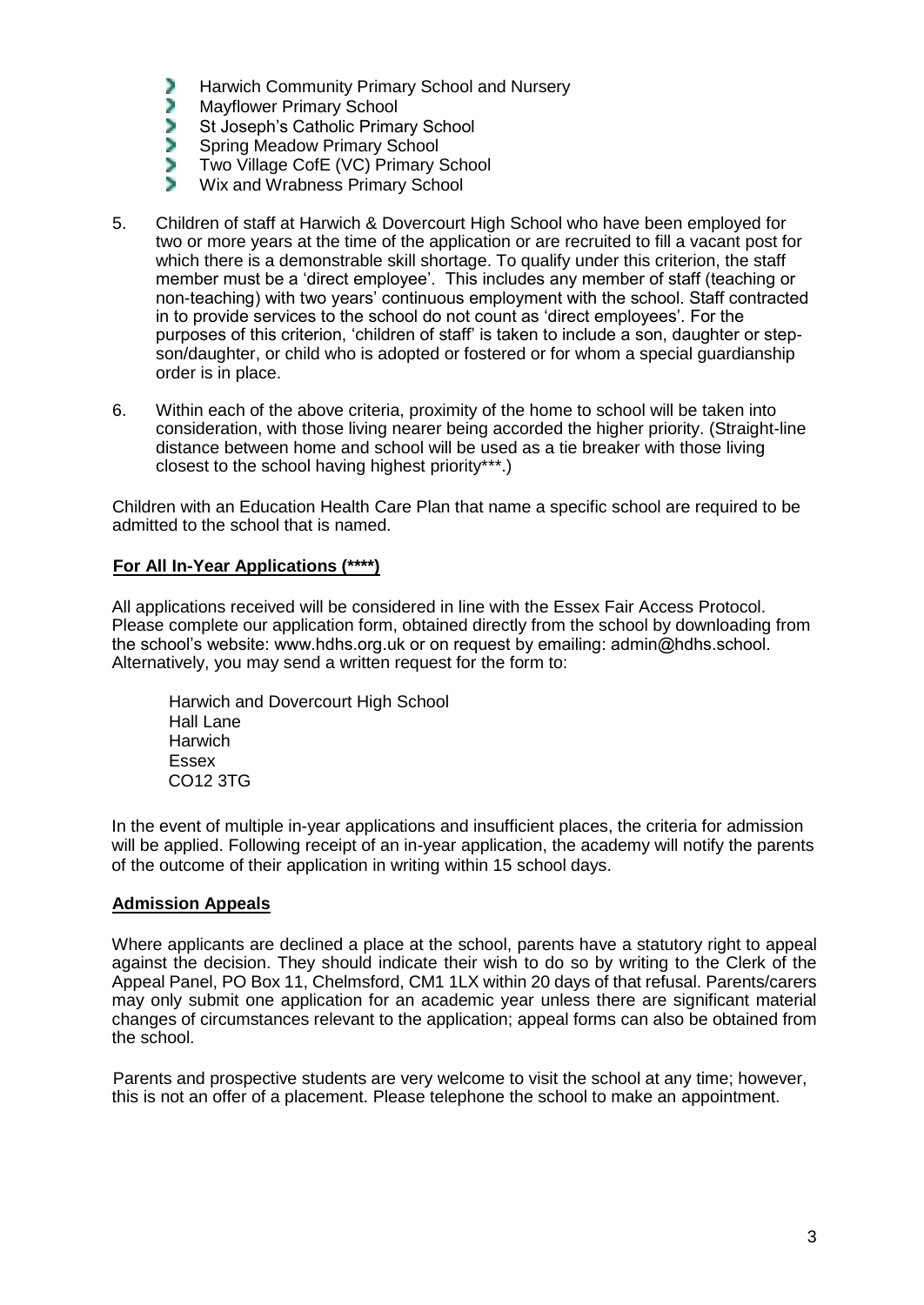- Harwich Community Primary School and Nursery
- Mayflower Primary School
- St Joseph's Catholic Primary School
- Spring Meadow Primary School
- Two Village CofE (VC) Primary School
- Wix and Wrabness Primary School

5. Children of staff at Harwich & Dovercourt High School who have been employed for two or more years at the time of the application or are recruited to fill a vacant post for which there is a demonstrable skill shortage. To qualify under this criterion, the staff member must be a 'direct employee'. This includes any member of staff (teaching or non-teaching) with two years' continuous employment with the school. Staff contracted in to provide services to the school do not count as 'direct employees'. For the purposes of this criterion, 'children of staff' is taken to include a son, daughter or step-son/daughter, or child who is adopted or fostered or for whom a special guardianship order is in place.

6. Within each of the above criteria, proximity of the home to school will be taken into consideration, with those living nearer being accorded the higher priority. (Straight-line distance between home and school will be used as a tie breaker with those living closest to the school having highest priority***.)

Children with an Education Health Care Plan that name a specific school are required to be admitted to the school that is named.

**For All In-Year Applications (****)**

All applications received will be considered in line with the Essex Fair Access Protocol. Please complete our application form, obtained directly from the school by downloading from the school's website: www.hdhs.org.uk or on request by emailing: admin@hdhs.school. Alternatively, you may send a written request for the form to:

Harwich and Dovercourt High School
Hall Lane
Harwich
Essex
CO12 3TG

In the event of multiple in-year applications and insufficient places, the criteria for admission will be applied. Following receipt of an in-year application, the academy will notify the parents of the outcome of their application in writing within 15 school days.

**Admission Appeals**

Where applicants are declined a place at the school, parents have a statutory right to appeal against the decision. They should indicate their wish to do so by writing to the Clerk of the Appeal Panel, PO Box 11, Chelmsford, CM1 1LX within 20 days of that refusal. Parents/carers may only submit one application for an academic year unless there are significant material changes of circumstances relevant to the application; appeal forms can also be obtained from the school.

Parents and prospective students are very welcome to visit the school at any time; however, this is not an offer of a placement. Please telephone the school to make an appointment.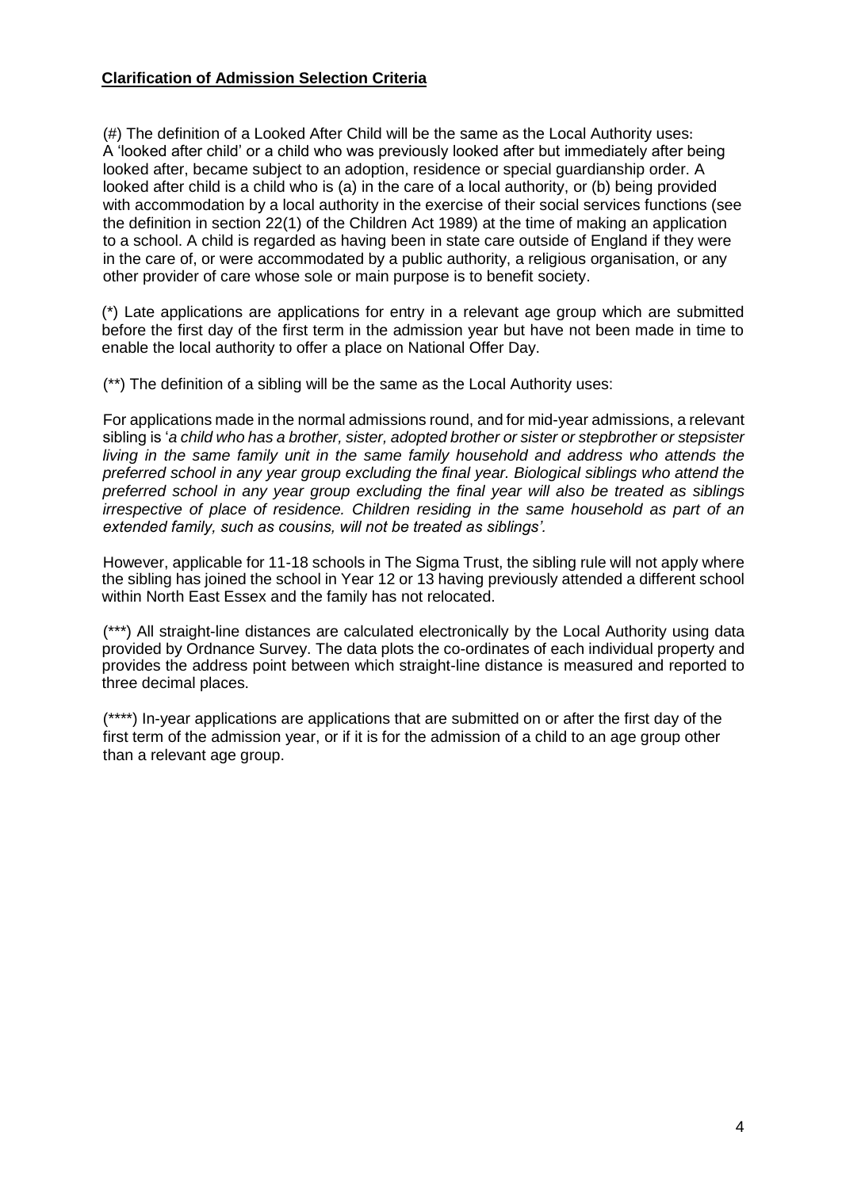**Clarification of Admission Selection Criteria**

(#) The definition of a Looked After Child will be the same as the Local Authority uses:
A 'looked after child' or a child who was previously looked after but immediately after being looked after, became subject to an adoption, residence or special guardianship order. A looked after child is a child who is (a) in the care of a local authority, or (b) being provided with accommodation by a local authority in the exercise of their social services functions (see the definition in section 22(1) of the Children Act 1989) at the time of making an application to a school. A child is regarded as having been in state care outside of England if they were in the care of, or were accommodated by a public authority, a religious organisation, or any other provider of care whose sole or main purpose is to benefit society.

(*) Late applications are applications for entry in a relevant age group which are submitted before the first day of the first term in the admission year but have not been made in time to enable the local authority to offer a place on National Offer Day.

(**) The definition of a sibling will be the same as the Local Authority uses:

For applications made in the normal admissions round, and for mid-year admissions, a relevant sibling is '*a child who has a brother, sister, adopted brother or sister or stepbrother or stepsister living in the same family unit in the same family household and address who attends the preferred school in any year group excluding the final year. Biological siblings who attend the preferred school in any year group excluding the final year will also be treated as siblings irrespective of place of residence. Children residing in the same household as part of an extended family, such as cousins, will not be treated as siblings'*.

However, applicable for 11-18 schools in The Sigma Trust, the sibling rule will not apply where the sibling has joined the school in Year 12 or 13 having previously attended a different school within North East Essex and the family has not relocated.

(***) All straight-line distances are calculated electronically by the Local Authority using data provided by Ordnance Survey. The data plots the co-ordinates of each individual property and provides the address point between which straight-line distance is measured and reported to three decimal places.

(****) In-year applications are applications that are submitted on or after the first day of the first term of the admission year, or if it is for the admission of a child to an age group other than a relevant age group.